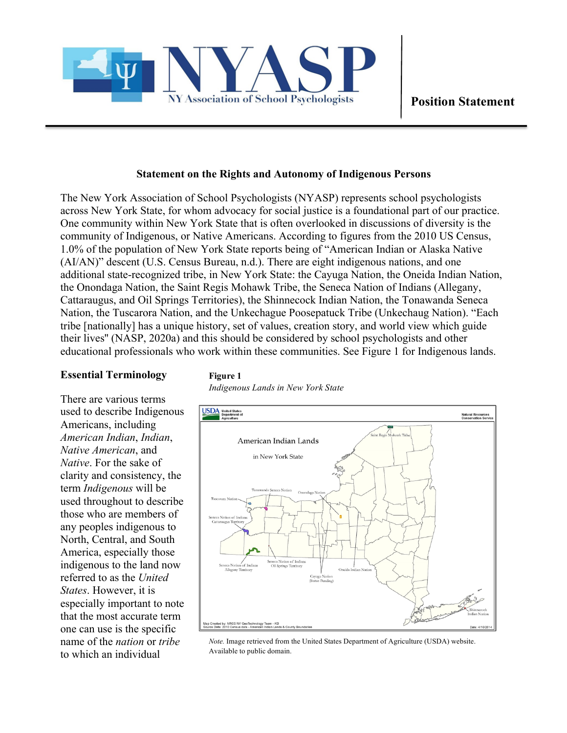**Position Statement**

## Statement on the Rights and Autonomy of Indigenous Persons

The New York Association of School Psychologists (NYASP) represents school psychologists across New York State, for whom advocacy for social justice is a foundational part of our practice. One community within New York State that is often overlooked in discussions of diversity is the community of Indigenous, or Native Americans. According to figures from the 2010 US Census, 1.0% of the population of New York State reports being of "American Indian or Alaska Native (AI/AN)" descent (U.S. Census Bureau, n.d.). There are eight indigenous nations, and one additional state-recognized tribe, in New York State: the Cayuga Nation, the Oneida Indian Nation, the Onondaga Nation, the Saint Regis Mohawk Tribe, the Seneca Nation of Indians (Allegany, Cattaraugus, and Oil Springs Territories), the Shinnecock Indian Nation, the Tonawanda Seneca Nation, the Tuscarora Nation, and the Unkechague Poosepatuck Tribe (Unkechaug Nation). "Each tribe [nationally] has a unique history, set of values, creation story, and world view which guide their lives" (NASP, 2020a) and this should be considered by school psychologists and other educational professionals who work within these communities. See Figure 1 for Indigenous lands.

### Essential Terminology

There are various terms used to describe Indigenous Americans, including *American Indian*, *Indian*, *Native American*, and *Native*. For the sake of clarity and consistency, the term *Indigenous* will be used throughout to describe those who are members of any peoples indigenous to North, Central, and South America, especially those indigenous to the land now referred to as the *United States*. However, it is especially important to note that the most accurate term one can use is the specific name of the *nation* or *tribe* to which an individual

**Figure 1**

*Indigenous Lands in New York State*

*Note.* Image retrieved from the United States Department of Agriculture (USDA) website. Available to public domain.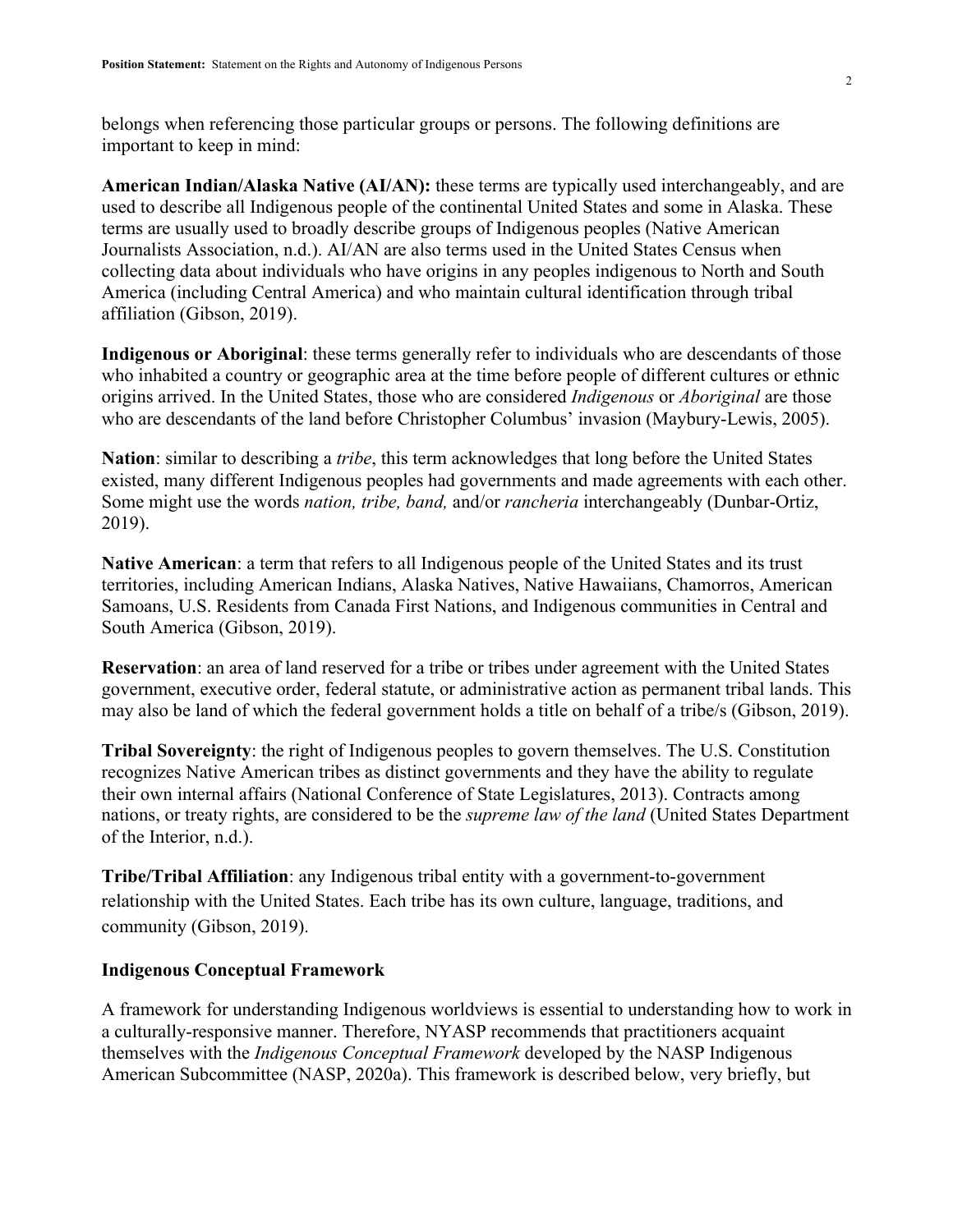belongs when referencing those particular groups or persons. The following definitions are important to keep in mind:

**American Indian/Alaska Native (AI/AN):** these terms are typically used interchangeably, and are used to describe all Indigenous people of the continental United States and some in Alaska. These terms are usually used to broadly describe groups of Indigenous peoples (Native American Journalists Association, n.d.). AI/AN are also terms used in the United States Census when collecting data about individuals who have origins in any peoples indigenous to North and South America (including Central America) and who maintain cultural identification through tribal affiliation (Gibson, 2019).

**Indigenous or Aboriginal**: these terms generally refer to individuals who are descendants of those who inhabited a country or geographic area at the time before people of different cultures or ethnic origins arrived. In the United States, those who are considered *Indigenous* or *Aboriginal* are those who are descendants of the land before Christopher Columbus' invasion (Maybury-Lewis, 2005).

**Nation**: similar to describing a *tribe*, this term acknowledges that long before the United States existed, many different Indigenous peoples had governments and made agreements with each other. Some might use the words *nation, tribe, band,* and/or *rancheria* interchangeably (Dunbar-Ortiz, 2019).

**Native American**: a term that refers to all Indigenous people of the United States and its trust territories, including American Indians, Alaska Natives, Native Hawaiians, Chamorros, American Samoans, U.S. Residents from Canada First Nations, and Indigenous communities in Central and South America (Gibson, 2019).

**Reservation**: an area of land reserved for a tribe or tribes under agreement with the United States government, executive order, federal statute, or administrative action as permanent tribal lands. This may also be land of which the federal government holds a title on behalf of a tribe/s (Gibson, 2019).

**Tribal Sovereignty**: the right of Indigenous peoples to govern themselves. The U.S. Constitution recognizes Native American tribes as distinct governments and they have the ability to regulate their own internal affairs (National Conference of State Legislatures, 2013). Contracts among nations, or treaty rights, are considered to be the *supreme law of the land* (United States Department of the Interior, n.d.).

**Tribe/Tribal Affiliation**: any Indigenous tribal entity with a government-to-government relationship with the United States. Each tribe has its own culture, language, traditions, and community (Gibson, 2019).

## Indigenous Conceptual Framework

A framework for understanding Indigenous worldviews is essential to understanding how to work in a culturally-responsive manner. Therefore, NYASP recommends that practitioners acquaint themselves with the *Indigenous Conceptual Framework* developed by the NASP Indigenous American Subcommittee (NASP, 2020a). This framework is described below, very briefly, but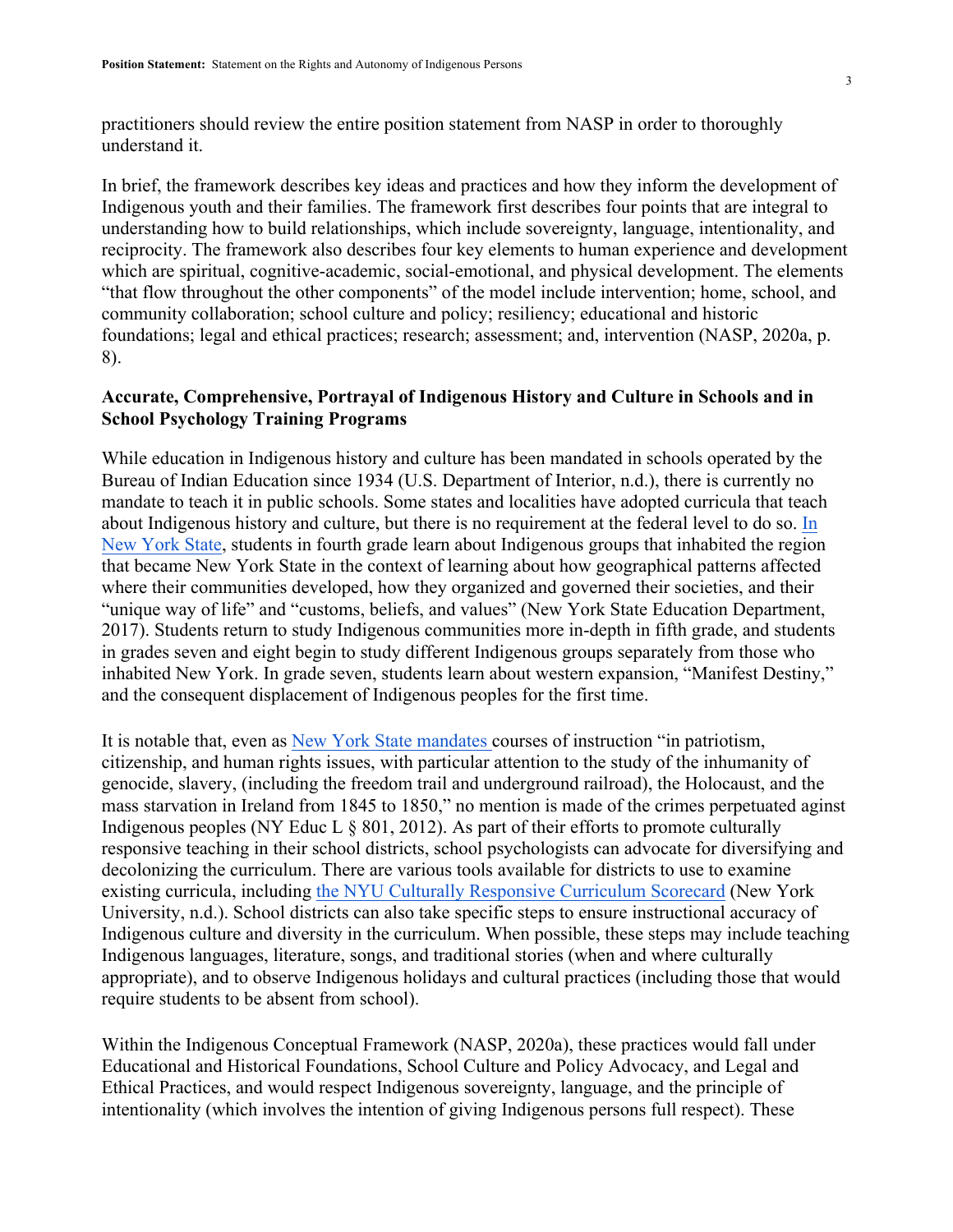practitioners should review the entire position statement from NASP in order to thoroughly understand it.

In brief, the framework describes key ideas and practices and how they inform the development of Indigenous youth and their families. The framework first describes four points that are integral to understanding how to build relationships, which include sovereignty, language, intentionality, and reciprocity. The framework also describes four key elements to human experience and development which are spiritual, cognitive-academic, social-emotional, and physical development. The elements "that flow throughout the other components" of the model include intervention; home, school, and community collaboration; school culture and policy; resiliency; educational and historic foundations; legal and ethical practices; research; assessment; and, intervention (NASP, 2020a, p. 8).

### Accurate, Comprehensive, Portrayal of Indigenous History and Culture in Schools and in School Psychology Training Programs

While education in Indigenous history and culture has been mandated in schools operated by the Bureau of Indian Education since 1934 (U.S. Department of Interior, n.d.), there is currently no mandate to teach it in public schools. Some states and localities have adopted curricula that teach about Indigenous history and culture, but there is no requirement at the federal level to do so. In New York State, students in fourth grade learn about Indigenous groups that inhabited the region that became New York State in the context of learning about how geographical patterns affected where their communities developed, how they organized and governed their societies, and their "unique way of life" and "customs, beliefs, and values" (New York State Education Department, 2017). Students return to study Indigenous communities more in-depth in fifth grade, and students in grades seven and eight begin to study different Indigenous groups separately from those who inhabited New York. In grade seven, students learn about western expansion, "Manifest Destiny," and the consequent displacement of Indigenous peoples for the first time.

It is notable that, even as New York State mandates courses of instruction "in patriotism, citizenship, and human rights issues, with particular attention to the study of the inhumanity of genocide, slavery, (including the freedom trail and underground railroad), the Holocaust, and the mass starvation in Ireland from 1845 to 1850," no mention is made of the crimes perpetuated agінst Indigenous peoples (NY Educ L § 801, 2012). As part of their efforts to promote culturally responsive teaching in their school districts, school psychologists can advocate for diversifying and decolonizing the curriculum. There are various tools available for districts to use to examine existing curricula, including the NYU Culturally Responsive Curriculum Scorecard (New York University, n.d.). School districts can also take specific steps to ensure instructional accuracy of Indigenous culture and diversity in the curriculum. When possible, these steps may include teaching Indigenous languages, literature, songs, and traditional stories (when and where culturally appropriate), and to observe Indigenous holidays and cultural practices (including those that would require students to be absent from school).

Within the Indigenous Conceptual Framework (NASP, 2020a), these practices would fall under Educational and Historical Foundations, School Culture and Policy Advocacy, and Legal and Ethical Practices, and would respect Indigenous sovereignty, language, and the principle of intentionality (which involves the intention of giving Indigenous persons full respect). These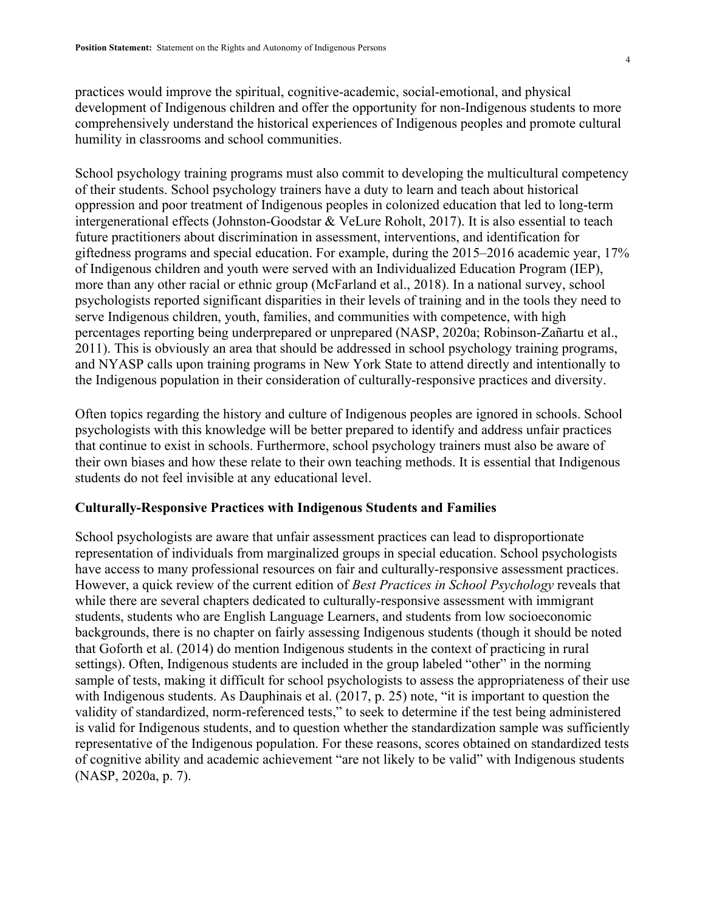practices would improve the spiritual, cognitive-academic, social-emotional, and physical development of Indigenous children and offer the opportunity for non-Indigenous students to more comprehensively understand the historical experiences of Indigenous peoples and promote cultural humility in classrooms and school communities.

School psychology training programs must also commit to developing the multicultural competency of their students. School psychology trainers have a duty to learn and teach about historical oppression and poor treatment of Indigenous peoples in colonized education that led to long-term intergenerational effects (Johnston-Goodstar & VeLure Roholt, 2017). It is also essential to teach future practitioners about discrimination in assessment, interventions, and identification for giftedness programs and special education. For example, during the 2015–2016 academic year, 17% of Indigenous children and youth were served with an Individualized Education Program (IEP), more than any other racial or ethnic group (McFarland et al., 2018). In a national survey, school psychologists reported significant disparities in their levels of training and in the tools they need to serve Indigenous children, youth, families, and communities with competence, with high percentages reporting being underprepared or unprepared (NASP, 2020a; Robinson-Zañartu et al., 2011). This is obviously an area that should be addressed in school psychology training programs, and NYASP calls upon training programs in New York State to attend directly and intentionally to the Indigenous population in their consideration of culturally-responsive practices and diversity.

Often topics regarding the history and culture of Indigenous peoples are ignored in schools. School psychologists with this knowledge will be better prepared to identify and address unfair practices that continue to exist in schools. Furthermore, school psychology trainers must also be aware of their own biases and how these relate to their own teaching methods. It is essential that Indigenous students do not feel invisible at any educational level.

## Culturally-Responsive Practices with Indigenous Students and Families

School psychologists are aware that unfair assessment practices can lead to disproportionate representation of individuals from marginalized groups in special education. School psychologists have access to many professional resources on fair and culturally-responsive assessment practices. However, a quick review of the current edition of *Best Practices in School Psychology* reveals that while there are several chapters dedicated to culturally-responsive assessment with immigrant students, students who are English Language Learners, and students from low socioeconomic backgrounds, there is no chapter on fairly assessing Indigenous students (though it should be noted that Goforth et al. (2014) do mention Indigenous students in the context of practicing in rural settings). Often, Indigenous students are included in the group labeled "other" in the norming sample of tests, making it difficult for school psychologists to assess the appropriateness of their use with Indigenous students. As Dauphinais et al. (2017, p. 25) note, "it is important to question the validity of standardized, norm-referenced tests," to seek to determine if the test being administered is valid for Indigenous students, and to question whether the standardization sample was sufficiently representative of the Indigenous population. For these reasons, scores obtained on standardized tests of cognitive ability and academic achievement "are not likely to be valid" with Indigenous students (NASP, 2020a, p. 7).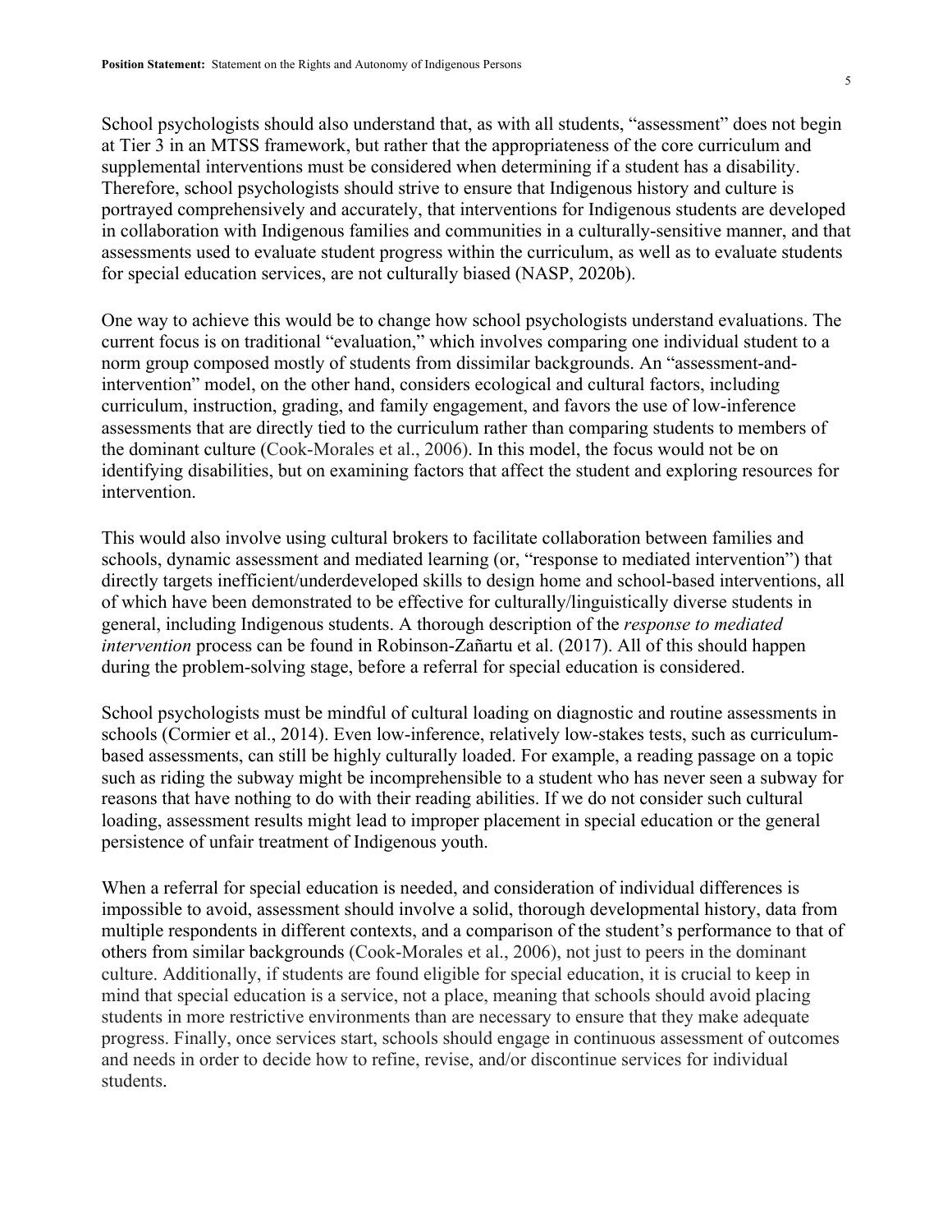School psychologists should also understand that, as with all students, "assessment" does not begin at Tier 3 in an MTSS framework, but rather that the appropriateness of the core curriculum and supplemental interventions must be considered when determining if a student has a disability. Therefore, school psychologists should strive to ensure that Indigenous history and culture is portrayed comprehensively and accurately, that interventions for Indigenous students are developed in collaboration with Indigenous families and communities in a culturally-sensitive manner, and that assessments used to evaluate student progress within the curriculum, as well as to evaluate students for special education services, are not culturally biased (NASP, 2020b).

One way to achieve this would be to change how school psychologists understand evaluations. The current focus is on traditional "evaluation," which involves comparing one individual student to a norm group composed mostly of students from dissimilar backgrounds. An "assessment-and-intervention" model, on the other hand, considers ecological and cultural factors, including curriculum, instruction, grading, and family engagement, and favors the use of low-inference assessments that are directly tied to the curriculum rather than comparing students to members of the dominant culture (Cook-Morales et al., 2006). In this model, the focus would not be on identifying disabilities, but on examining factors that affect the student and exploring resources for intervention.

This would also involve using cultural brokers to facilitate collaboration between families and schools, dynamic assessment and mediated learning (or, "response to mediated intervention") that directly targets inefficient/underdeveloped skills to design home and school-based interventions, all of which have been demonstrated to be effective for culturally/linguistically diverse students in general, including Indigenous students. A thorough description of the *response to mediated intervention* process can be found in Robinson-Zañartu et al. (2017). All of this should happen during the problem-solving stage, before a referral for special education is considered.

School psychologists must be mindful of cultural loading on diagnostic and routine assessments in schools (Cormier et al., 2014). Even low-inference, relatively low-stakes tests, such as curriculum-based assessments, can still be highly culturally loaded. For example, a reading passage on a topic such as riding the subway might be incomprehensible to a student who has never seen a subway for reasons that have nothing to do with their reading abilities. If we do not consider such cultural loading, assessment results might lead to improper placement in special education or the general persistence of unfair treatment of Indigenous youth.

When a referral for special education is needed, and consideration of individual differences is impossible to avoid, assessment should involve a solid, thorough developmental history, data from multiple respondents in different contexts, and a comparison of the student's performance to that of others from similar backgrounds (Cook-Morales et al., 2006), not just to peers in the dominant culture. Additionally, if students are found eligible for special education, it is crucial to keep in mind that special education is a service, not a place, meaning that schools should avoid placing students in more restrictive environments than are necessary to ensure that they make adequate progress. Finally, once services start, schools should engage in continuous assessment of outcomes and needs in order to decide how to refine, revise, and/or discontinue services for individual students.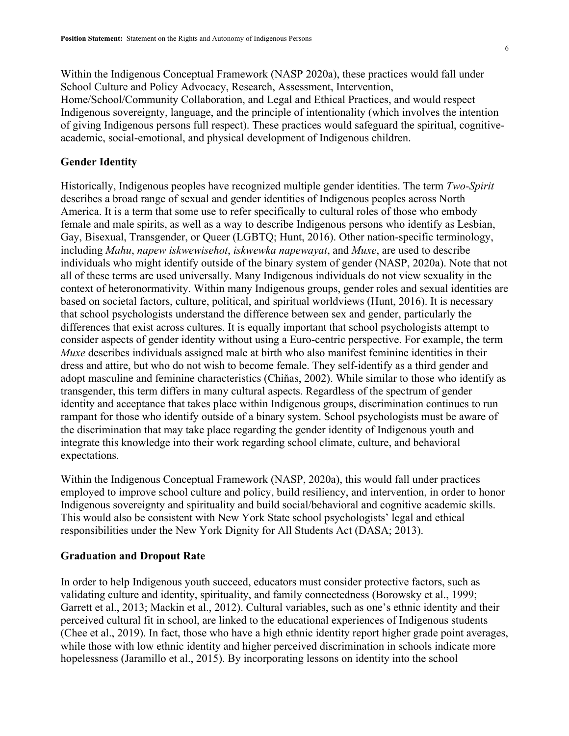Within the Indigenous Conceptual Framework (NASP 2020a), these practices would fall under School Culture and Policy Advocacy, Research, Assessment, Intervention, Home/School/Community Collaboration, and Legal and Ethical Practices, and would respect Indigenous sovereignty, language, and the principle of intentionality (which involves the intention of giving Indigenous persons full respect). These practices would safeguard the spiritual, cognitive-academic, social-emotional, and physical development of Indigenous children.

## Gender Identity

Historically, Indigenous peoples have recognized multiple gender identities. The term *Two-Spirit* describes a broad range of sexual and gender identities of Indigenous peoples across North America. It is a term that some use to refer specifically to cultural roles of those who embody female and male spirits, as well as a way to describe Indigenous persons who identify as Lesbian, Gay, Bisexual, Transgender, or Queer (LGBTQ; Hunt, 2016). Other nation-specific terminology, including *Mahu*, *napew iskwewisehot*, *iskwewka napewayat*, and *Muxe*, are used to describe individuals who might identify outside of the binary system of gender (NASP, 2020a). Note that not all of these terms are used universally. Many Indigenous individuals do not view sexuality in the context of heteronormativity. Within many Indigenous groups, gender roles and sexual identities are based on societal factors, culture, political, and spiritual worldviews (Hunt, 2016). It is necessary that school psychologists understand the difference between sex and gender, particularly the differences that exist across cultures. It is equally important that school psychologists attempt to consider aspects of gender identity without using a Euro-centric perspective. For example, the term *Muxe* describes individuals assigned male at birth who also manifest feminine identities in their dress and attire, but who do not wish to become female. They self-identify as a third gender and adopt masculine and feminine characteristics (Chiñas, 2002). While similar to those who identify as transgender, this term differs in many cultural aspects. Regardless of the spectrum of gender identity and acceptance that takes place within Indigenous groups, discrimination continues to run rampant for those who identify outside of a binary system. School psychologists must be aware of the discrimination that may take place regarding the gender identity of Indigenous youth and integrate this knowledge into their work regarding school climate, culture, and behavioral expectations.

Within the Indigenous Conceptual Framework (NASP, 2020a), this would fall under practices employed to improve school culture and policy, build resiliency, and intervention, in order to honor Indigenous sovereignty and spirituality and build social/behavioral and cognitive academic skills. This would also be consistent with New York State school psychologists' legal and ethical responsibilities under the New York Dignity for All Students Act (DASA; 2013).

## Graduation and Dropout Rate

In order to help Indigenous youth succeed, educators must consider protective factors, such as validating culture and identity, spirituality, and family connectedness (Borowsky et al., 1999; Garrett et al., 2013; Mackin et al., 2012). Cultural variables, such as one's ethnic identity and their perceived cultural fit in school, are linked to the educational experiences of Indigenous students (Chee et al., 2019). In fact, those who have a high ethnic identity report higher grade point averages, while those with low ethnic identity and higher perceived discrimination in schools indicate more hopelessness (Jaramillo et al., 2015). By incorporating lessons on identity into the school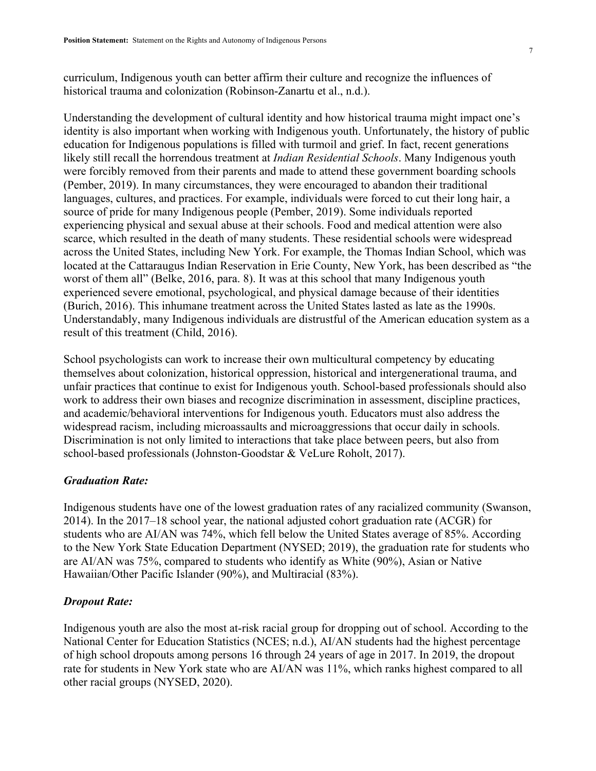curriculum, Indigenous youth can better affirm their culture and recognize the influences of historical trauma and colonization (Robinson-Zanartu et al., n.d.).

Understanding the development of cultural identity and how historical trauma might impact one's identity is also important when working with Indigenous youth. Unfortunately, the history of public education for Indigenous populations is filled with turmoil and grief. In fact, recent generations likely still recall the horrendous treatment at *Indian Residential Schools*. Many Indigenous youth were forcibly removed from their parents and made to attend these government boarding schools (Pember, 2019). In many circumstances, they were encouraged to abandon their traditional languages, cultures, and practices. For example, individuals were forced to cut their long hair, a source of pride for many Indigenous people (Pember, 2019). Some individuals reported experiencing physical and sexual abuse at their schools. Food and medical attention were also scarce, which resulted in the death of many students. These residential schools were widespread across the United States, including New York. For example, the Thomas Indian School, which was located at the Cattaraugus Indian Reservation in Erie County, New York, has been described as "the worst of them all" (Belke, 2016, para. 8). It was at this school that many Indigenous youth experienced severe emotional, psychological, and physical damage because of their identities (Burich, 2016). This inhumane treatment across the United States lasted as late as the 1990s. Understandably, many Indigenous individuals are distrustful of the American education system as a result of this treatment (Child, 2016).

School psychologists can work to increase their own multicultural competency by educating themselves about colonization, historical oppression, historical and intergenerational trauma, and unfair practices that continue to exist for Indigenous youth. School-based professionals should also work to address their own biases and recognize discrimination in assessment, discipline practices, and academic/behavioral interventions for Indigenous youth. Educators must also address the widespread racism, including microassaults and microaggressions that occur daily in schools. Discrimination is not only limited to interactions that take place between peers, but also from school-based professionals (Johnston-Goodstar & VeLure Roholt, 2017).

### *Graduation Rate:*

Indigenous students have one of the lowest graduation rates of any racialized community (Swanson, 2014). In the 2017–18 school year, the national adjusted cohort graduation rate (ACGR) for students who are AI/AN was 74%, which fell below the United States average of 85%. According to the New York State Education Department (NYSED; 2019), the graduation rate for students who are AI/AN was 75%, compared to students who identify as White (90%), Asian or Native Hawaiian/Other Pacific Islander (90%), and Multiracial (83%).

### *Dropout Rate:*

Indigenous youth are also the most at-risk racial group for dropping out of school. According to the National Center for Education Statistics (NCES; n.d.), AI/AN students had the highest percentage of high school dropouts among persons 16 through 24 years of age in 2017. In 2019, the dropout rate for students in New York state who are AI/AN was 11%, which ranks highest compared to all other racial groups (NYSED, 2020).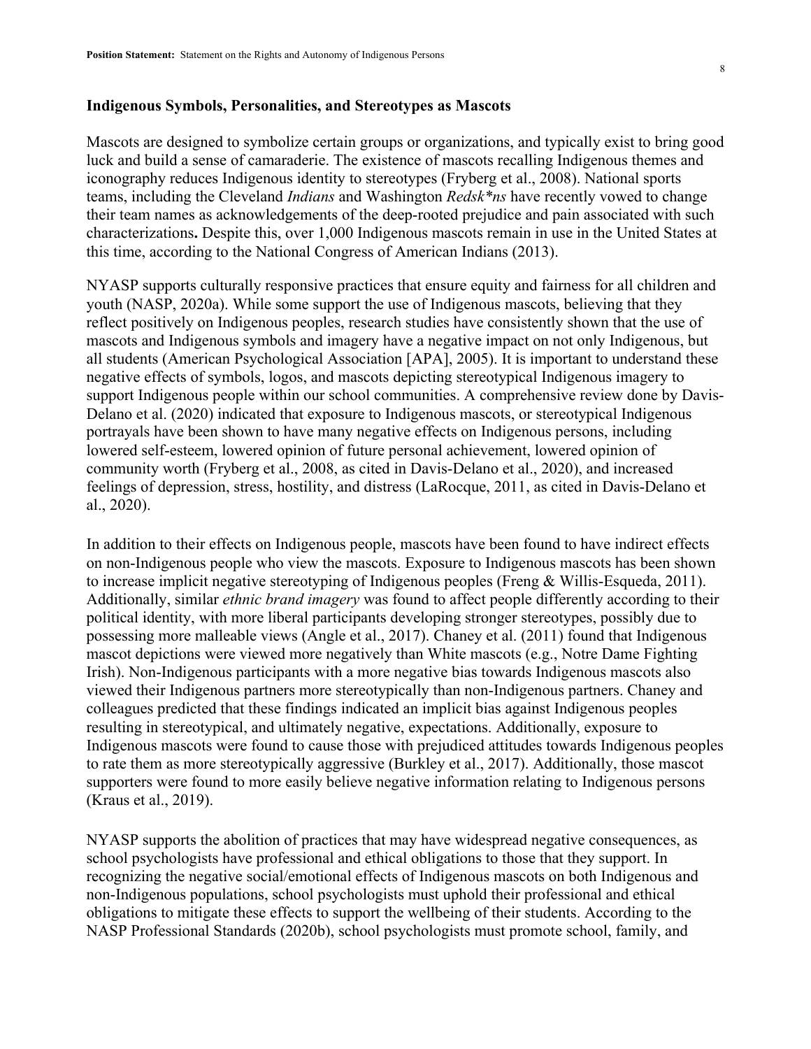### Indigenous Symbols, Personalities, and Stereotypes as Mascots

Mascots are designed to symbolize certain groups or organizations, and typically exist to bring good luck and build a sense of camaraderie. The existence of mascots recalling Indigenous themes and iconography reduces Indigenous identity to stereotypes (Fryberg et al., 2008). National sports teams, including the Cleveland *Indians* and Washington *Redsk*ns* have recently vowed to change their team names as acknowledgements of the deep-rooted prejudice and pain associated with such characterizations**.** Despite this, over 1,000 Indigenous mascots remain in use in the United States at this time, according to the National Congress of American Indians (2013).

NYASP supports culturally responsive practices that ensure equity and fairness for all children and youth (NASP, 2020a). While some support the use of Indigenous mascots, believing that they reflect positively on Indigenous peoples, research studies have consistently shown that the use of mascots and Indigenous symbols and imagery have a negative impact on not only Indigenous, but all students (American Psychological Association [APA], 2005). It is important to understand these negative effects of symbols, logos, and mascots depicting stereotypical Indigenous imagery to support Indigenous people within our school communities. A comprehensive review done by Davis-Delano et al. (2020) indicated that exposure to Indigenous mascots, or stereotypical Indigenous portrayals have been shown to have many negative effects on Indigenous persons, including lowered self-esteem, lowered opinion of future personal achievement, lowered opinion of community worth (Fryberg et al., 2008, as cited in Davis-Delano et al., 2020), and increased feelings of depression, stress, hostility, and distress (LaRocque, 2011, as cited in Davis-Delano et al., 2020).

In addition to their effects on Indigenous people, mascots have been found to have indirect effects on non-Indigenous people who view the mascots. Exposure to Indigenous mascots has been shown to increase implicit negative stereotyping of Indigenous peoples (Freng & Willis-Esqueda, 2011). Additionally, similar *ethnic brand imagery* was found to affect people differently according to their political identity, with more liberal participants developing stronger stereotypes, possibly due to possessing more malleable views (Angle et al., 2017). Chaney et al. (2011) found that Indigenous mascot depictions were viewed more negatively than White mascots (e.g., Notre Dame Fighting Irish). Non-Indigenous participants with a more negative bias towards Indigenous mascots also viewed their Indigenous partners more stereotypically than non-Indigenous partners. Chaney and colleagues predicted that these findings indicated an implicit bias against Indigenous peoples resulting in stereotypical, and ultimately negative, expectations. Additionally, exposure to Indigenous mascots were found to cause those with prejudiced attitudes towards Indigenous peoples to rate them as more stereotypically aggressive (Burkley et al., 2017). Additionally, those mascot supporters were found to more easily believe negative information relating to Indigenous persons (Kraus et al., 2019).

NYASP supports the abolition of practices that may have widespread negative consequences, as school psychologists have professional and ethical obligations to those that they support. In recognizing the negative social/emotional effects of Indigenous mascots on both Indigenous and non-Indigenous populations, school psychologists must uphold their professional and ethical obligations to mitigate these effects to support the wellbeing of their students. According to the NASP Professional Standards (2020b), school psychologists must promote school, family, and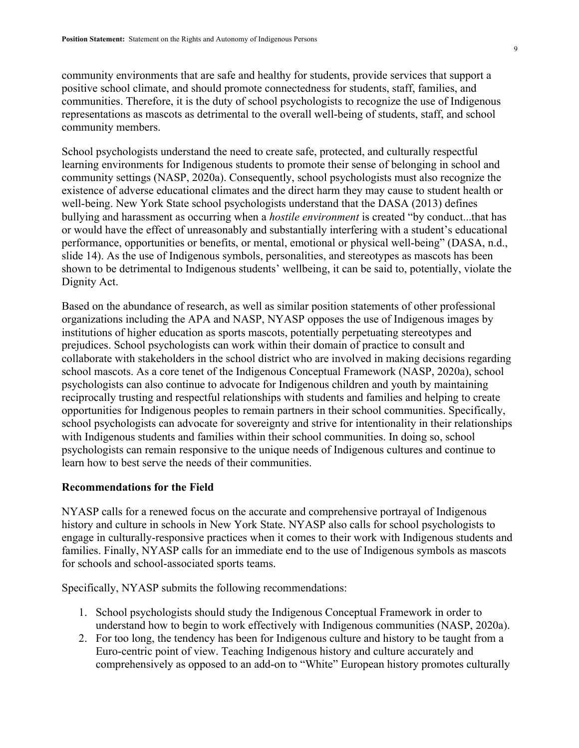community environments that are safe and healthy for students, provide services that support a positive school climate, and should promote connectedness for students, staff, families, and communities. Therefore, it is the duty of school psychologists to recognize the use of Indigenous representations as mascots as detrimental to the overall well-being of students, staff, and school community members.

School psychologists understand the need to create safe, protected, and culturally respectful learning environments for Indigenous students to promote their sense of belonging in school and community settings (NASP, 2020a). Consequently, school psychologists must also recognize the existence of adverse educational climates and the direct harm they may cause to student health or well-being. New York State school psychologists understand that the DASA (2013) defines bullying and harassment as occurring when a *hostile environment* is created "by conduct...that has or would have the effect of unreasonably and substantially interfering with a student's educational performance, opportunities or benefits, or mental, emotional or physical well-being" (DASA, n.d., slide 14). As the use of Indigenous symbols, personalities, and stereotypes as mascots has been shown to be detrimental to Indigenous students' wellbeing, it can be said to, potentially, violate the Dignity Act.

Based on the abundance of research, as well as similar position statements of other professional organizations including the APA and NASP, NYASP opposes the use of Indigenous images by institutions of higher education as sports mascots, potentially perpetuating stereotypes and prejudices. School psychologists can work within their domain of practice to consult and collaborate with stakeholders in the school district who are involved in making decisions regarding school mascots. As a core tenet of the Indigenous Conceptual Framework (NASP, 2020a), school psychologists can also continue to advocate for Indigenous children and youth by maintaining reciprocally trusting and respectful relationships with students and families and helping to create opportunities for Indigenous peoples to remain partners in their school communities. Specifically, school psychologists can advocate for sovereignty and strive for intentionality in their relationships with Indigenous students and families within their school communities. In doing so, school psychologists can remain responsive to the unique needs of Indigenous cultures and continue to learn how to best serve the needs of their communities.

## Recommendations for the Field

NYASP calls for a renewed focus on the accurate and comprehensive portrayal of Indigenous history and culture in schools in New York State. NYASP also calls for school psychologists to engage in culturally-responsive practices when it comes to their work with Indigenous students and families. Finally, NYASP calls for an immediate end to the use of Indigenous symbols as mascots for schools and school-associated sports teams.

Specifically, NYASP submits the following recommendations:

1. School psychologists should study the Indigenous Conceptual Framework in order to understand how to begin to work effectively with Indigenous communities (NASP, 2020a).
2. For too long, the tendency has been for Indigenous culture and history to be taught from a Euro-centric point of view. Teaching Indigenous history and culture accurately and comprehensively as opposed to an add-on to "White" European history promotes culturally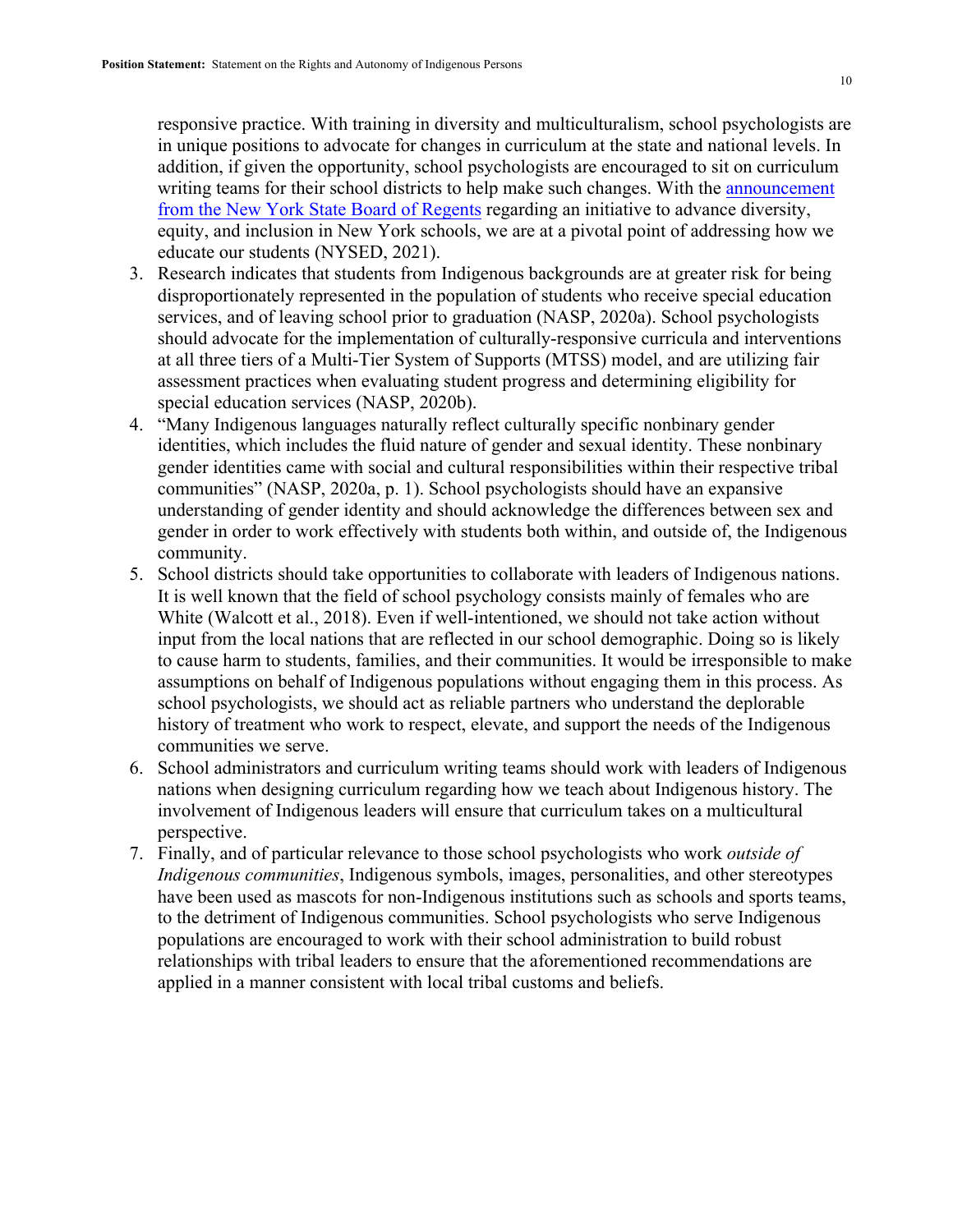responsive practice. With training in diversity and multiculturalism, school psychologists are in unique positions to advocate for changes in curriculum at the state and national levels. In addition, if given the opportunity, school psychologists are encouraged to sit on curriculum writing teams for their school districts to help make such changes. With the [announcement from the New York State Board of Regents]() regarding an initiative to advance diversity, equity, and inclusion in New York schools, we are at a pivotal point of addressing how we educate our students (NYSED, 2021).

3. Research indicates that students from Indigenous backgrounds are at greater risk for being disproportionately represented in the population of students who receive special education services, and of leaving school prior to graduation (NASP, 2020a). School psychologists should advocate for the implementation of culturally-responsive curricula and interventions at all three tiers of a Multi-Tier System of Supports (MTSS) model, and are utilizing fair assessment practices when evaluating student progress and determining eligibility for special education services (NASP, 2020b).
4. "Many Indigenous languages naturally reflect culturally specific nonbinary gender identities, which includes the fluid nature of gender and sexual identity. These nonbinary gender identities came with social and cultural responsibilities within their respective tribal communities" (NASP, 2020a, p. 1). School psychologists should have an expansive understanding of gender identity and should acknowledge the differences between sex and gender in order to work effectively with students both within, and outside of, the Indigenous community.
5. School districts should take opportunities to collaborate with leaders of Indigenous nations. It is well known that the field of school psychology consists mainly of females who are White (Walcott et al., 2018). Even if well-intentioned, we should not take action without input from the local nations that are reflected in our school demographic. Doing so is likely to cause harm to students, families, and their communities. It would be irresponsible to make assumptions on behalf of Indigenous populations without engaging them in this process. As school psychologists, we should act as reliable partners who understand the deplorable history of treatment who work to respect, elevate, and support the needs of the Indigenous communities we serve.
6. School administrators and curriculum writing teams should work with leaders of Indigenous nations when designing curriculum regarding how we teach about Indigenous history. The involvement of Indigenous leaders will ensure that curriculum takes on a multicultural perspective.
7. Finally, and of particular relevance to those school psychologists who work *outside of Indigenous communities*, Indigenous symbols, images, personalities, and other stereotypes have been used as mascots for non-Indigenous institutions such as schools and sports teams, to the detriment of Indigenous communities. School psychologists who serve Indigenous populations are encouraged to work with their school administration to build robust relationships with tribal leaders to ensure that the aforementioned recommendations are applied in a manner consistent with local tribal customs and beliefs.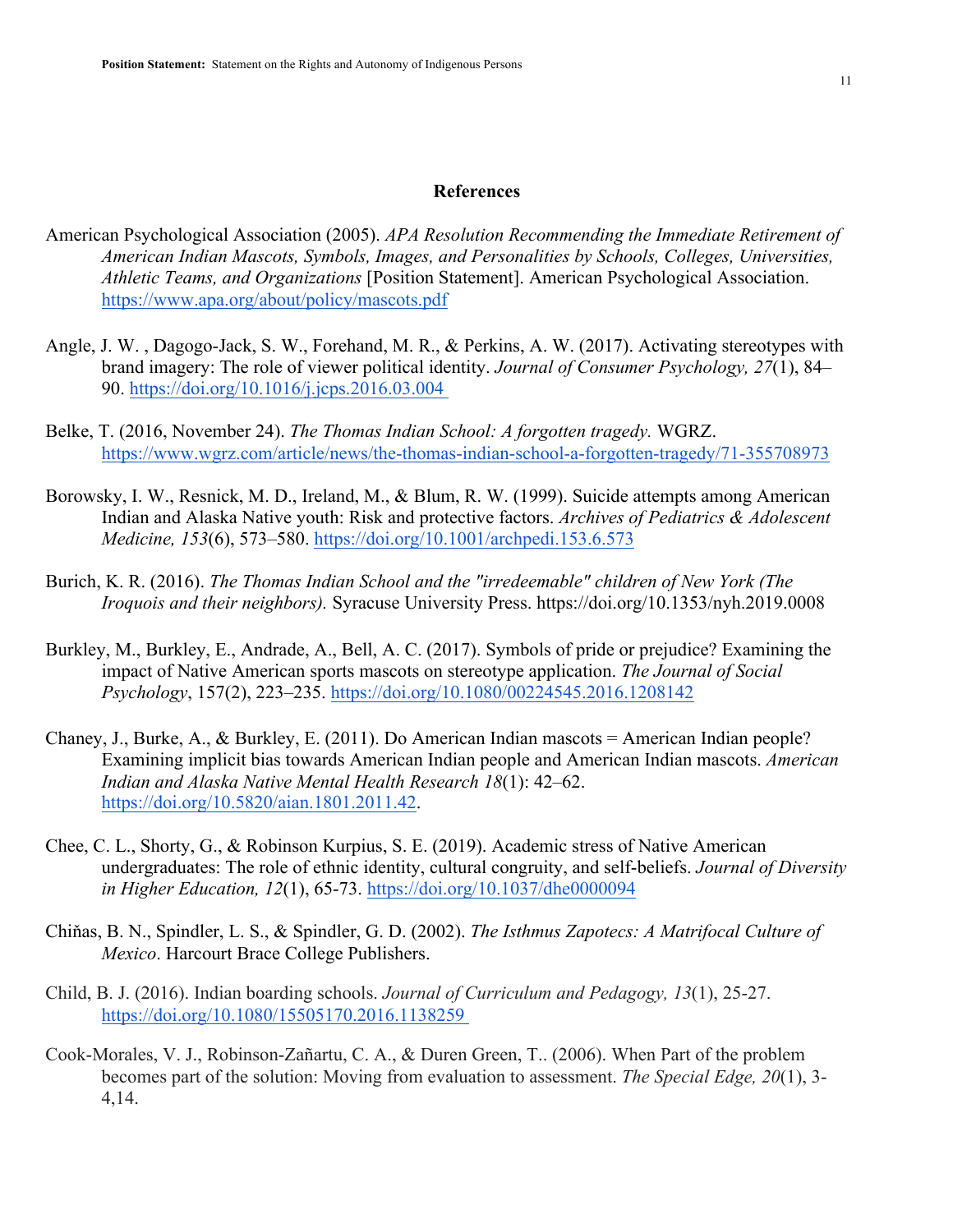## References

American Psychological Association (2005). *APA Resolution Recommending the Immediate Retirement of American Indian Mascots, Symbols, Images, and Personalities by Schools, Colleges, Universities, Athletic Teams, and Organizations* [Position Statement]. American Psychological Association. https://www.apa.org/about/policy/mascots.pdf

Angle, J. W. , Dagogo-Jack, S. W., Forehand, M. R., & Perkins, A. W. (2017). Activating stereotypes with brand imagery: The role of viewer political identity. *Journal of Consumer Psychology, 27*(1), 84–90. https://doi.org/10.1016/j.jcps.2016.03.004

Belke, T. (2016, November 24). *The Thomas Indian School: A forgotten tragedy.* WGRZ. https://www.wgrz.com/article/news/the-thomas-indian-school-a-forgotten-tragedy/71-355708973

Borowsky, I. W., Resnick, M. D., Ireland, M., & Blum, R. W. (1999). Suicide attempts among American Indian and Alaska Native youth: Risk and protective factors. *Archives of Pediatrics & Adolescent Medicine, 153*(6), 573–580. https://doi.org/10.1001/archpedi.153.6.573

Burich, K. R. (2016). *The Thomas Indian School and the "irredeemable" children of New York (The Iroquois and their neighbors).* Syracuse University Press. https://doi.org/10.1353/nyh.2019.0008

Burkley, M., Burkley, E., Andrade, A., Bell, A. C. (2017). Symbols of pride or prejudice? Examining the impact of Native American sports mascots on stereotype application. *The Journal of Social Psychology*, 157(2), 223–235. https://doi.org/10.1080/00224545.2016.1208142

Chaney, J., Burke, A., & Burkley, E. (2011). Do American Indian mascots = American Indian people? Examining implicit bias towards American Indian people and American Indian mascots. *American Indian and Alaska Native Mental Health Research 18*(1): 42–62. https://doi.org/10.5820/aian.1801.2011.42.

Chee, C. L., Shorty, G., & Robinson Kurpius, S. E. (2019). Academic stress of Native American undergraduates: The role of ethnic identity, cultural congruity, and self-beliefs. *Journal of Diversity in Higher Education, 12*(1), 65-73. https://doi.org/10.1037/dhe0000094

Chiňas, B. N., Spindler, L. S., & Spindler, G. D. (2002). *The Isthmus Zapotecs: A Matrifocal Culture of Mexico*. Harcourt Brace College Publishers.

Child, B. J. (2016). Indian boarding schools. *Journal of Curriculum and Pedagogy, 13*(1), 25-27. https://doi.org/10.1080/15505170.2016.1138259

Cook-Morales, V. J., Robinson-Zañartu, C. A., & Duren Green, T.. (2006). When Part of the problem becomes part of the solution: Moving from evaluation to assessment. *The Special Edge, 20*(1), 3-4,14.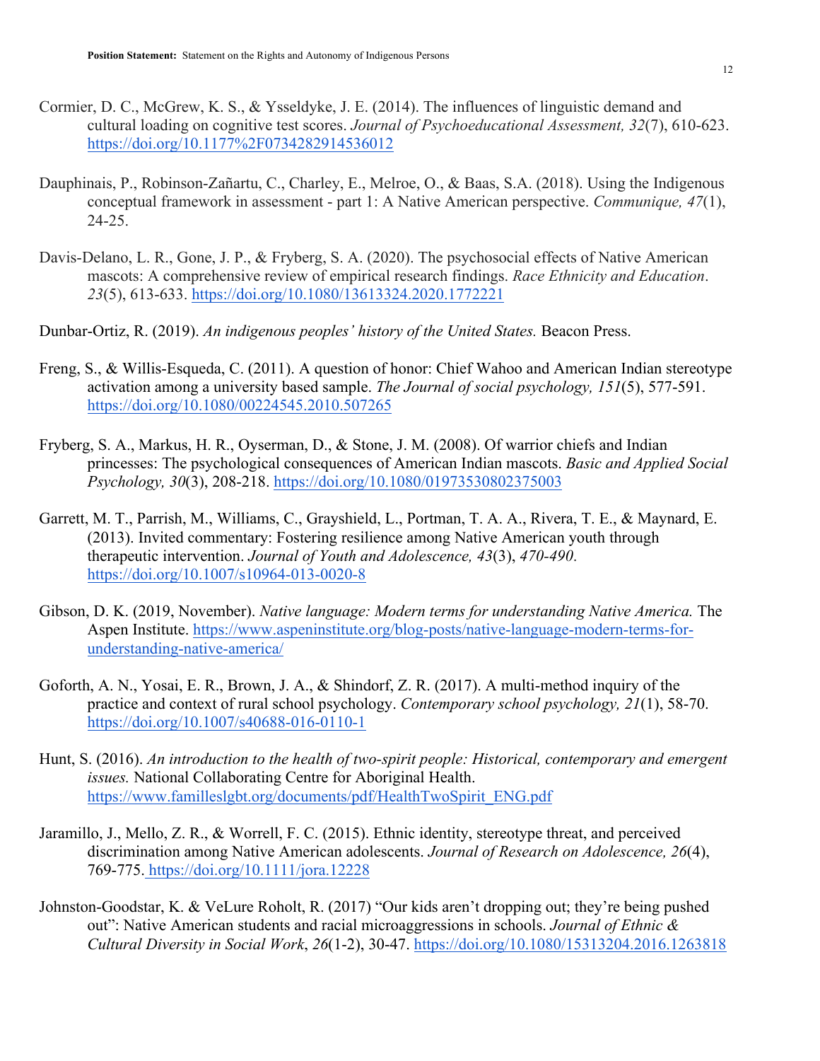Cormier, D. C., McGrew, K. S., & Ysseldyke, J. E. (2014). The influences of linguistic demand and cultural loading on cognitive test scores. *Journal of Psychoeducational Assessment, 32*(7), 610-623. https://doi.org/10.1177%2F0734282914536012

Dauphinais, P., Robinson-Zañartu, C., Charley, E., Melroe, O., & Baas, S.A. (2018). Using the Indigenous conceptual framework in assessment - part 1: A Native American perspective. *Communique, 47*(1), 24-25.

Davis-Delano, L. R., Gone, J. P., & Fryberg, S. A. (2020). The psychosocial effects of Native American mascots: A comprehensive review of empirical research findings. *Race Ethnicity and Education*. *23*(5), 613-633. https://doi.org/10.1080/13613324.2020.1772221

Dunbar-Ortiz, R. (2019). *An indigenous peoples' history of the United States.* Beacon Press.

Freng, S., & Willis-Esqueda, C. (2011). A question of honor: Chief Wahoo and American Indian stereotype activation among a university based sample. *The Journal of social psychology, 151*(5), 577-591. https://doi.org/10.1080/00224545.2010.507265

Fryberg, S. A., Markus, H. R., Oyserman, D., & Stone, J. M. (2008). Of warrior chiefs and Indian princesses: The psychological consequences of American Indian mascots. *Basic and Applied Social Psychology, 30*(3), 208-218. https://doi.org/10.1080/01973530802375003

Garrett, M. T., Parrish, M., Williams, C., Grayshield, L., Portman, T. A. A., Rivera, T. E., & Maynard, E. (2013). Invited commentary: Fostering resilience among Native American youth through therapeutic intervention. *Journal of Youth and Adolescence, 43*(3), *470-490.* https://doi.org/10.1007/s10964-013-0020-8

Gibson, D. K. (2019, November). *Native language: Modern terms for understanding Native America.* The Aspen Institute. https://www.aspeninstitute.org/blog-posts/native-language-modern-terms-for-understanding-native-america/

Goforth, A. N., Yosai, E. R., Brown, J. A., & Shindorf, Z. R. (2017). A multi-method inquiry of the practice and context of rural school psychology. *Contemporary school psychology, 21*(1), 58-70. https://doi.org/10.1007/s40688-016-0110-1

Hunt, S. (2016). *An introduction to the health of two-spirit people: Historical, contemporary and emergent issues.* National Collaborating Centre for Aboriginal Health. https://www.familleslgbt.org/documents/pdf/HealthTwoSpirit_ENG.pdf

Jaramillo, J., Mello, Z. R., & Worrell, F. C. (2015). Ethnic identity, stereotype threat, and perceived discrimination among Native American adolescents. *Journal of Research on Adolescence, 26*(4), 769-775. https://doi.org/10.1111/jora.12228

Johnston-Goodstar, K. & VeLure Roholt, R. (2017) "Our kids aren't dropping out; they're being pushed out": Native American students and racial microaggressions in schools. *Journal of Ethnic & Cultural Diversity in Social Work*, *26*(1-2), 30-47. https://doi.org/10.1080/15313204.2016.1263818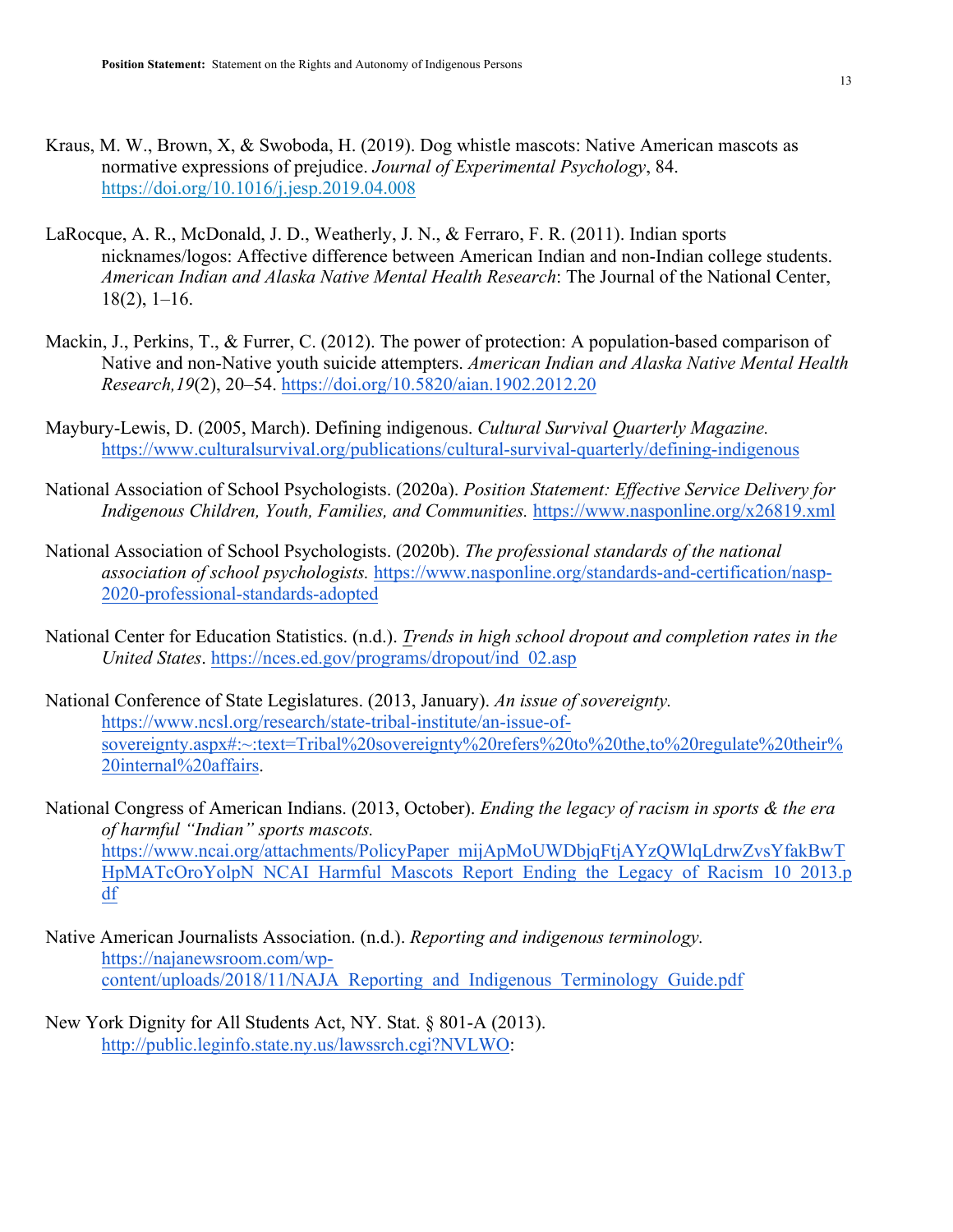Kraus, M. W., Brown, X, & Swoboda, H. (2019). Dog whistle mascots: Native American mascots as normative expressions of prejudice. *Journal of Experimental Psychology*, 84. https://doi.org/10.1016/j.jesp.2019.04.008

LaRocque, A. R., McDonald, J. D., Weatherly, J. N., & Ferraro, F. R. (2011). Indian sports nicknames/logos: Affective difference between American Indian and non-Indian college students. *American Indian and Alaska Native Mental Health Research*: The Journal of the National Center, 18(2), 1–16.

Mackin, J., Perkins, T., & Furrer, C. (2012). The power of protection: A population-based comparison of Native and non-Native youth suicide attempters. *American Indian and Alaska Native Mental Health Research,19*(2), 20–54. https://doi.org/10.5820/aian.1902.2012.20

Maybury-Lewis, D. (2005, March). Defining indigenous. *Cultural Survival Quarterly Magazine.* https://www.culturalsurvival.org/publications/cultural-survival-quarterly/defining-indigenous

National Association of School Psychologists. (2020a). *Position Statement: Effective Service Delivery for Indigenous Children, Youth, Families, and Communities.* https://www.nasponline.org/x26819.xml

National Association of School Psychologists. (2020b). *The professional standards of the national association of school psychologists.* https://www.nasponline.org/standards-and-certification/nasp-2020-professional-standards-adopted

National Center for Education Statistics. (n.d.). *Trends in high school dropout and completion rates in the United States*. https://nces.ed.gov/programs/dropout/ind_02.asp

National Conference of State Legislatures. (2013, January). *An issue of sovereignty.* https://www.ncsl.org/research/state-tribal-institute/an-issue-of-sovereignty.aspx#:~:text=Tribal%20sovereignty%20refers%20to%20the,to%20regulate%20their%20internal%20affairs.

National Congress of American Indians. (2013, October). *Ending the legacy of racism in sports & the era of harmful "Indian" sports mascots.* https://www.ncai.org/attachments/PolicyPaper_mijApMoUWDbjqFtjAYzQWlqLdrwZvsYfakBwTHpMATcOroYolpN_NCAI_Harmful_Mascots_Report_Ending_the_Legacy_of_Racism_10_2013.pdf

Native American Journalists Association. (n.d.). *Reporting and indigenous terminology.* https://najanewsroom.com/wp-content/uploads/2018/11/NAJA_Reporting_and_Indigenous_Terminology_Guide.pdf

New York Dignity for All Students Act, NY. Stat. § 801-A (2013). http://public.leginfo.state.ny.us/lawssrch.cgi?NVLWO: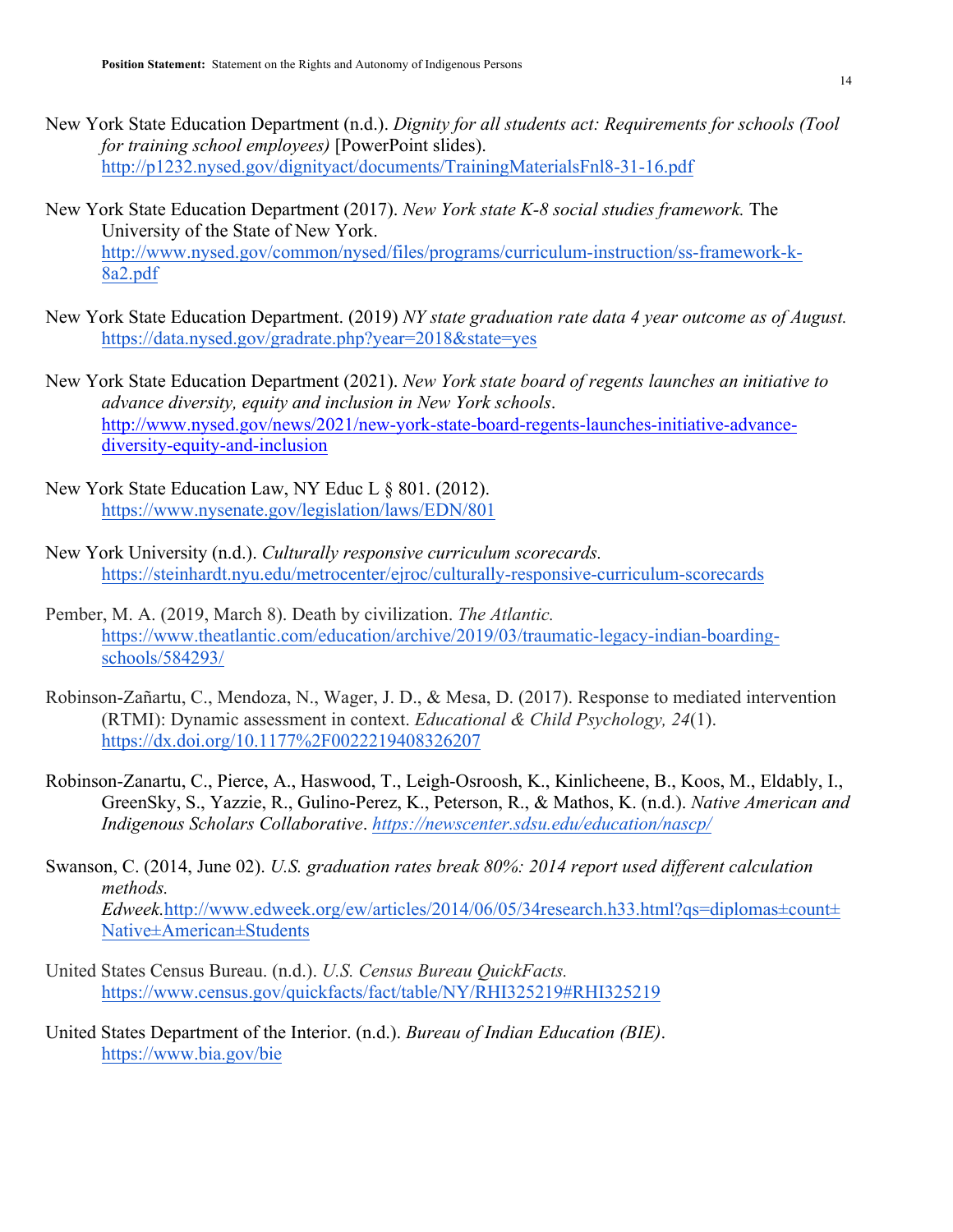New York State Education Department (n.d.). *Dignity for all students act: Requirements for schools (Tool for training school employees)* [PowerPoint slides]. http://p1232.nysed.gov/dignityact/documents/TrainingMaterialsFnl8-31-16.pdf

New York State Education Department (2017). *New York state K-8 social studies framework.* The University of the State of New York. http://www.nysed.gov/common/nysed/files/programs/curriculum-instruction/ss-framework-k-8a2.pdf

New York State Education Department. (2019) *NY state graduation rate data 4 year outcome as of August.* https://data.nysed.gov/gradrate.php?year=2018&state=yes

New York State Education Department (2021). *New York state board of regents launches an initiative to advance diversity, equity and inclusion in New York schools*. http://www.nysed.gov/news/2021/new-york-state-board-regents-launches-initiative-advance-diversity-equity-and-inclusion

New York State Education Law, NY Educ L § 801. (2012). https://www.nysenate.gov/legislation/laws/EDN/801

New York University (n.d.). *Culturally responsive curriculum scorecards.* https://steinhardt.nyu.edu/metrocenter/ejroc/culturally-responsive-curriculum-scorecards

Pember, M. A. (2019, March 8). Death by civilization. *The Atlantic.* https://www.theatlantic.com/education/archive/2019/03/traumatic-legacy-indian-boarding-schools/584293/

Robinson-Zañartu, C., Mendoza, N., Wager, J. D., & Mesa, D. (2017). Response to mediated intervention (RTMI): Dynamic assessment in context. *Educational & Child Psychology, 24*(1). https://dx.doi.org/10.1177%2F0022219408326207

Robinson-Zanartu, C., Pierce, A., Haswood, T., Leigh-Osroosh, K., Kinlicheene, B., Koos, M., Eldably, I., GreenSky, S., Yazzie, R., Gulino-Perez, K., Peterson, R., & Mathos, K. (n.d.). *Native American and Indigenous Scholars Collaborative*. *https://newscenter.sdsu.edu/education/nascp/*

Swanson, C. (2014, June 02). *U.S. graduation rates break 80%: 2014 report used different calculation methods. Edweek.*http://www.edweek.org/ew/articles/2014/06/05/34research.h33.html?qs=diplomas±count±Native±American±Students

United States Census Bureau. (n.d.). *U.S. Census Bureau QuickFacts.* https://www.census.gov/quickfacts/fact/table/NY/RHI325219#RHI325219

United States Department of the Interior. (n.d.). *Bureau of Indian Education (BIE)*. https://www.bia.gov/bie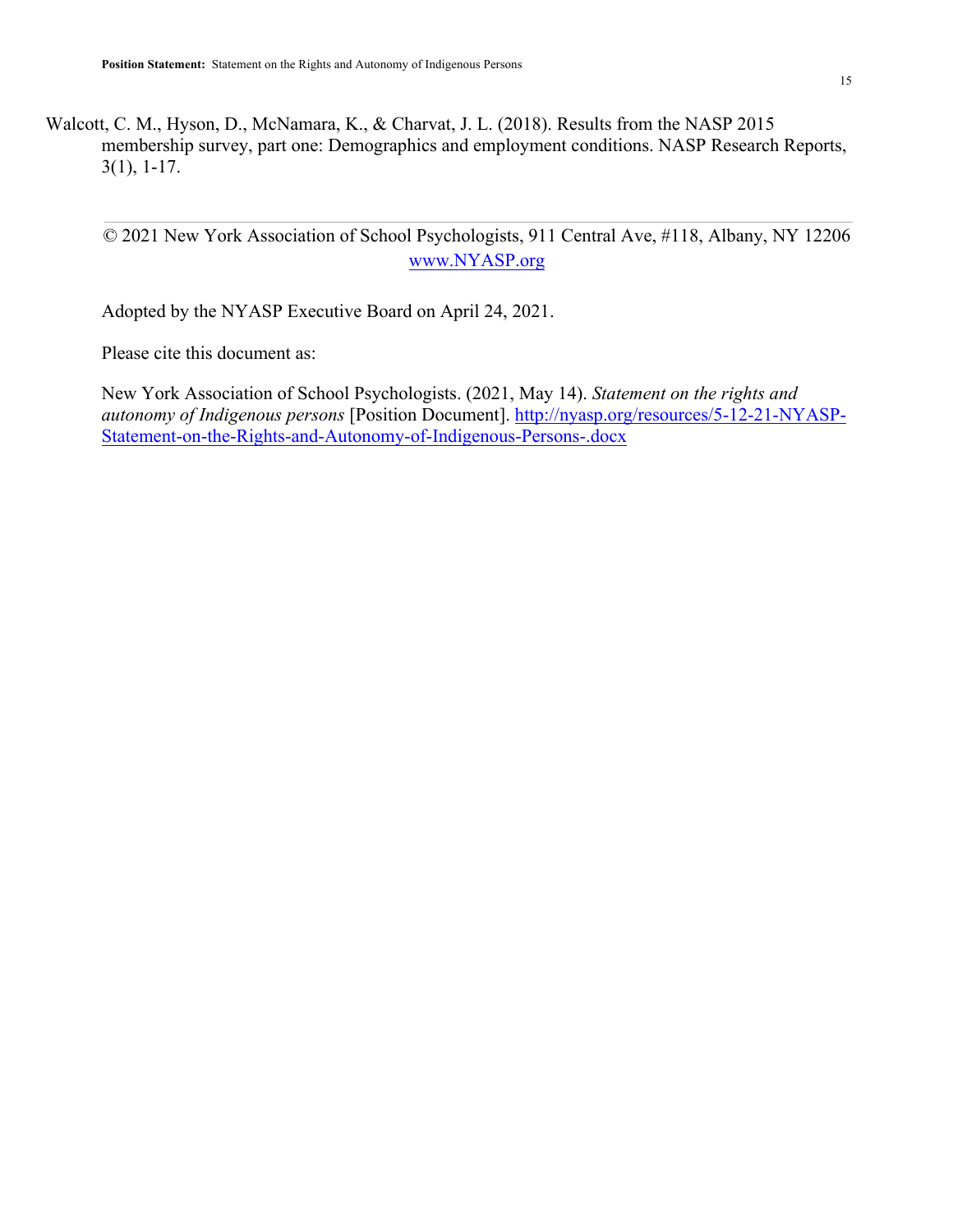Walcott, C. M., Hyson, D., McNamara, K., & Charvat, J. L. (2018). Results from the NASP 2015 membership survey, part one: Demographics and employment conditions. NASP Research Reports, 3(1), 1-17.

---

© 2021 New York Association of School Psychologists, 911 Central Ave, #118, Albany, NY 12206
[www.NYASP.org](http://www.NYASP.org)

Adopted by the NYASP Executive Board on April 24, 2021.

Please cite this document as:

New York Association of School Psychologists. (2021, May 14). *Statement on the rights and autonomy of Indigenous persons* [Position Document]. [http://nyasp.org/resources/5-12-21-NYASP-Statement-on-the-Rights-and-Autonomy-of-Indigenous-Persons-.docx](http://nyasp.org/resources/5-12-21-NYASP-Statement-on-the-Rights-and-Autonomy-of-Indigenous-Persons-.docx)